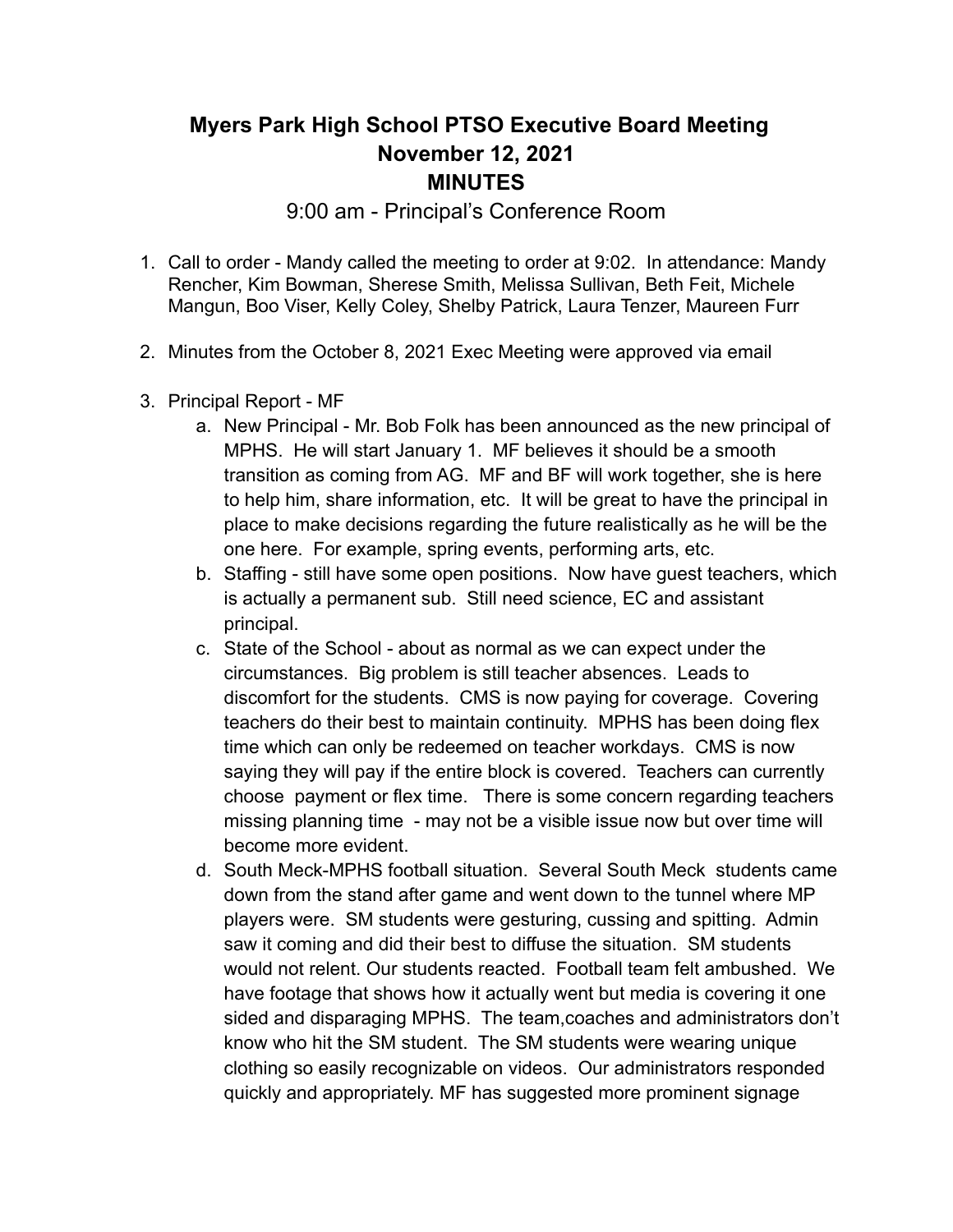# Myers Park High School PTSO Executive Board Meeting
## November 12, 2021
## MINUTES

9:00 am - Principal's Conference Room

1. Call to order - Mandy called the meeting to order at 9:02. In attendance: Mandy Rencher, Kim Bowman, Sherese Smith, Melissa Sullivan, Beth Feit, Michele Mangun, Boo Viser, Kelly Coley, Shelby Patrick, Laura Tenzer, Maureen Furr

2. Minutes from the October 8, 2021 Exec Meeting were approved via email

3. Principal Report - MF
   a. New Principal - Mr. Bob Folk has been announced as the new principal of MPHS. He will start January 1. MF believes it should be a smooth transition as coming from AG. MF and BF will work together, she is here to help him, share information, etc. It will be great to have the principal in place to make decisions regarding the future realistically as he will be the one here. For example, spring events, performing arts, etc.
   b. Staffing - still have some open positions. Now have guest teachers, which is actually a permanent sub. Still need science, EC and assistant principal.
   c. State of the School - about as normal as we can expect under the circumstances. Big problem is still teacher absences. Leads to discomfort for the students. CMS is now paying for coverage. Covering teachers do their best to maintain continuity. MPHS has been doing flex time which can only be redeemed on teacher workdays. CMS is now saying they will pay if the entire block is covered. Teachers can currently choose payment or flex time. There is some concern regarding teachers missing planning time - may not be a visible issue now but over time will become more evident.
   d. South Meck-MPHS football situation. Several South Meck students came down from the stand after game and went down to the tunnel where MP players were. SM students were gesturing, cussing and spitting. Admin saw it coming and did their best to diffuse the situation. SM students would not relent. Our students reacted. Football team felt ambushed. We have footage that shows how it actually went but media is covering it one sided and disparaging MPHS. The team,coaches and administrators don't know who hit the SM student. The SM students were wearing unique clothing so easily recognizable on videos. Our administrators responded quickly and appropriately. MF has suggested more prominent signage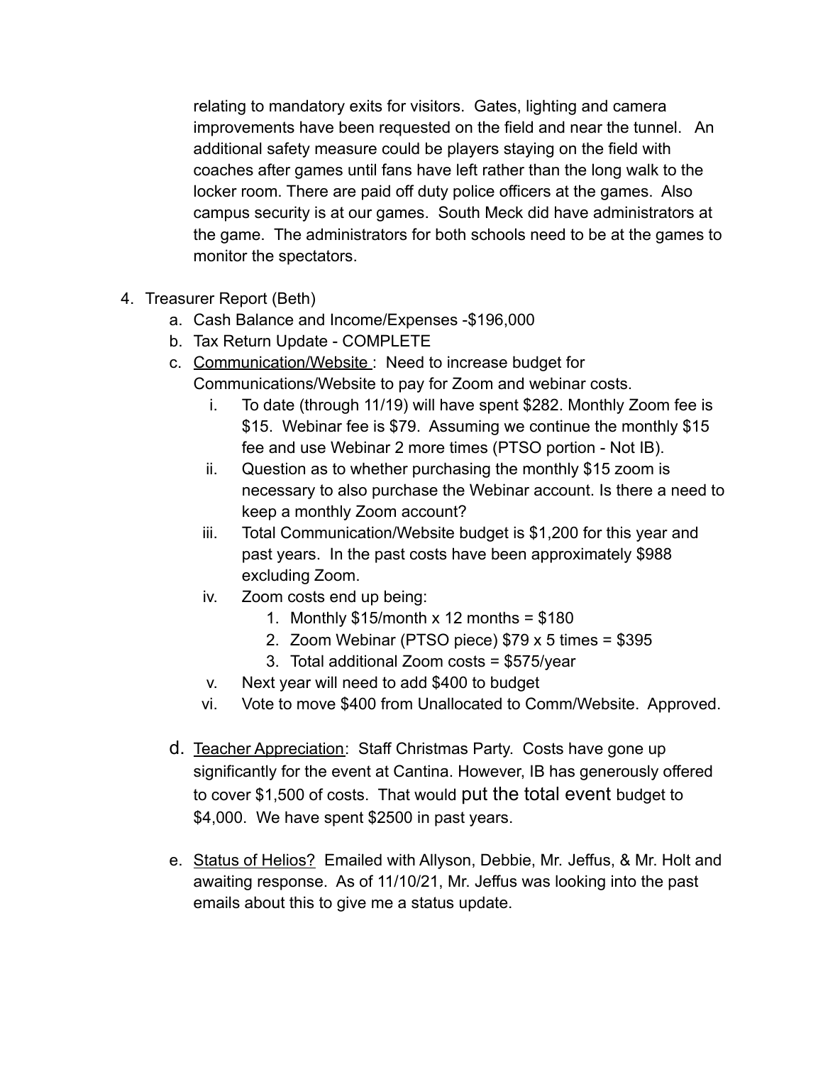relating to mandatory exits for visitors. Gates, lighting and camera improvements have been requested on the field and near the tunnel. An additional safety measure could be players staying on the field with coaches after games until fans have left rather than the long walk to the locker room. There are paid off duty police officers at the games. Also campus security is at our games. South Meck did have administrators at the game. The administrators for both schools need to be at the games to monitor the spectators.

4. Treasurer Report (Beth)
    a. Cash Balance and Income/Expenses -$196,000
    b. Tax Return Update - COMPLETE
    c. Communication/Website : Need to increase budget for Communications/Website to pay for Zoom and webinar costs.
        i. To date (through 11/19) will have spent $282. Monthly Zoom fee is $15. Webinar fee is $79. Assuming we continue the monthly $15 fee and use Webinar 2 more times (PTSO portion - Not IB).
        ii. Question as to whether purchasing the monthly $15 zoom is necessary to also purchase the Webinar account. Is there a need to keep a monthly Zoom account?
        iii. Total Communication/Website budget is $1,200 for this year and past years. In the past costs have been approximately $988 excluding Zoom.
        iv. Zoom costs end up being:
            1. Monthly $15/month x 12 months = $180
            2. Zoom Webinar (PTSO piece) $79 x 5 times = $395
            3. Total additional Zoom costs = $575/year
        v. Next year will need to add $400 to budget
        vi. Vote to move $400 from Unallocated to Comm/Website. Approved.

    d. Teacher Appreciation: Staff Christmas Party. Costs have gone up significantly for the event at Cantina. However, IB has generously offered to cover $1,500 of costs. That would put the total event budget to $4,000. We have spent $2500 in past years.

    e. Status of Helios? Emailed with Allyson, Debbie, Mr. Jeffus, & Mr. Holt and awaiting response. As of 11/10/21, Mr. Jeffus was looking into the past emails about this to give me a status update.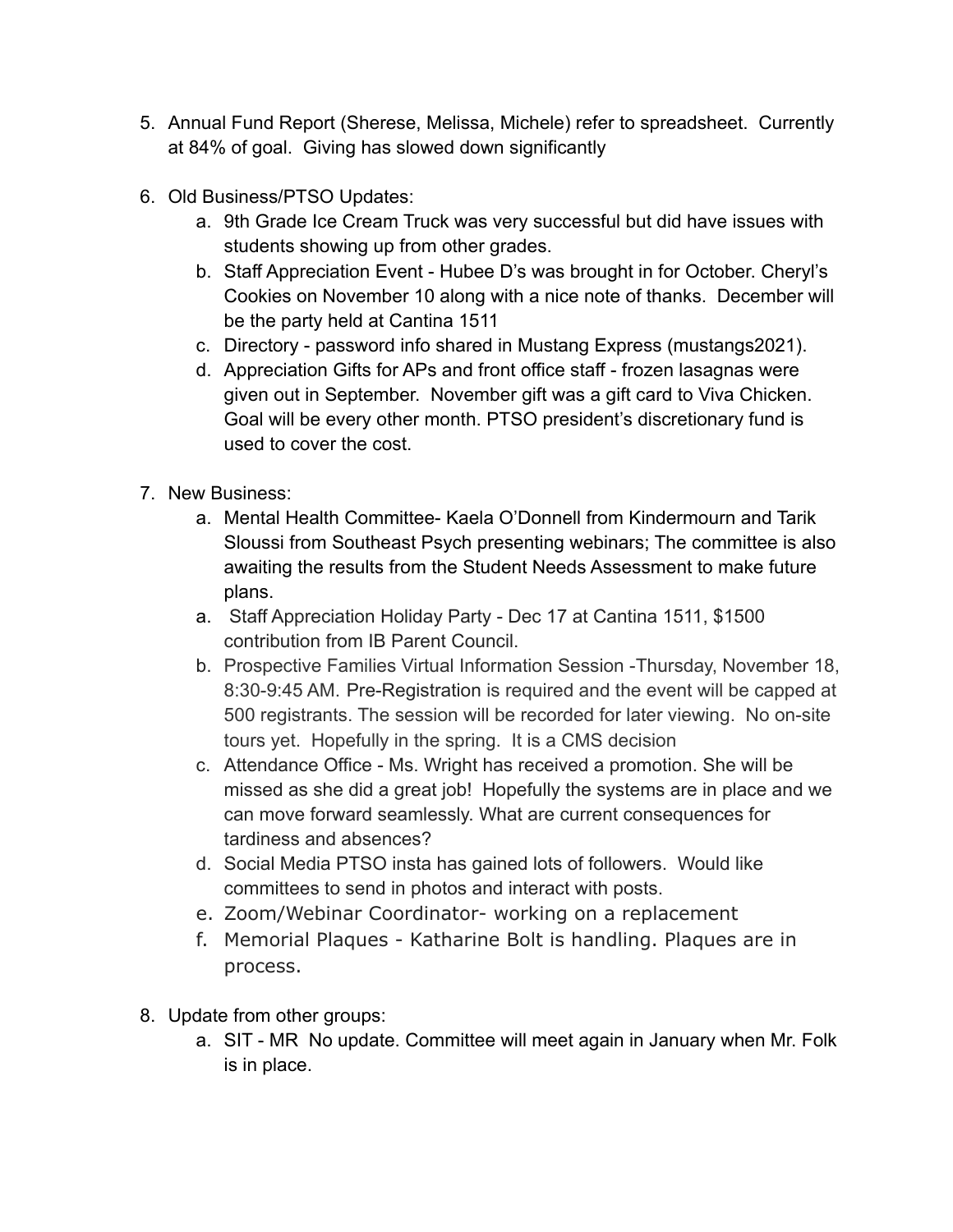5. Annual Fund Report (Sherese, Melissa, Michele) refer to spreadsheet. Currently at 84% of goal. Giving has slowed down significantly

6. Old Business/PTSO Updates:
    a. 9th Grade Ice Cream Truck was very successful but did have issues with students showing up from other grades.
    b. Staff Appreciation Event - Hubee D's was brought in for October. Cheryl's Cookies on November 10 along with a nice note of thanks. December will be the party held at Cantina 1511
    c. Directory - password info shared in Mustang Express (mustangs2021).
    d. Appreciation Gifts for APs and front office staff - frozen lasagnas were given out in September. November gift was a gift card to Viva Chicken. Goal will be every other month. PTSO president's discretionary fund is used to cover the cost.

7. New Business:
    a. Mental Health Committee- Kaela O'Donnell from Kindermourn and Tarik Sloussi from Southeast Psych presenting webinars; The committee is also awaiting the results from the Student Needs Assessment to make future plans.
    a. Staff Appreciation Holiday Party - Dec 17 at Cantina 1511, $1500 contribution from IB Parent Council.
    b. Prospective Families Virtual Information Session -Thursday, November 18, 8:30-9:45 AM. Pre-Registration is required and the event will be capped at 500 registrants. The session will be recorded for later viewing. No on-site tours yet. Hopefully in the spring. It is a CMS decision
    c. Attendance Office - Ms. Wright has received a promotion. She will be missed as she did a great job! Hopefully the systems are in place and we can move forward seamlessly. What are current consequences for tardiness and absences?
    d. Social Media PTSO insta has gained lots of followers. Would like committees to send in photos and interact with posts.
    e. Zoom/Webinar Coordinator- working on a replacement
    f. Memorial Plaques - Katharine Bolt is handling. Plaques are in process.

8. Update from other groups:
    a. SIT - MR No update. Committee will meet again in January when Mr. Folk is in place.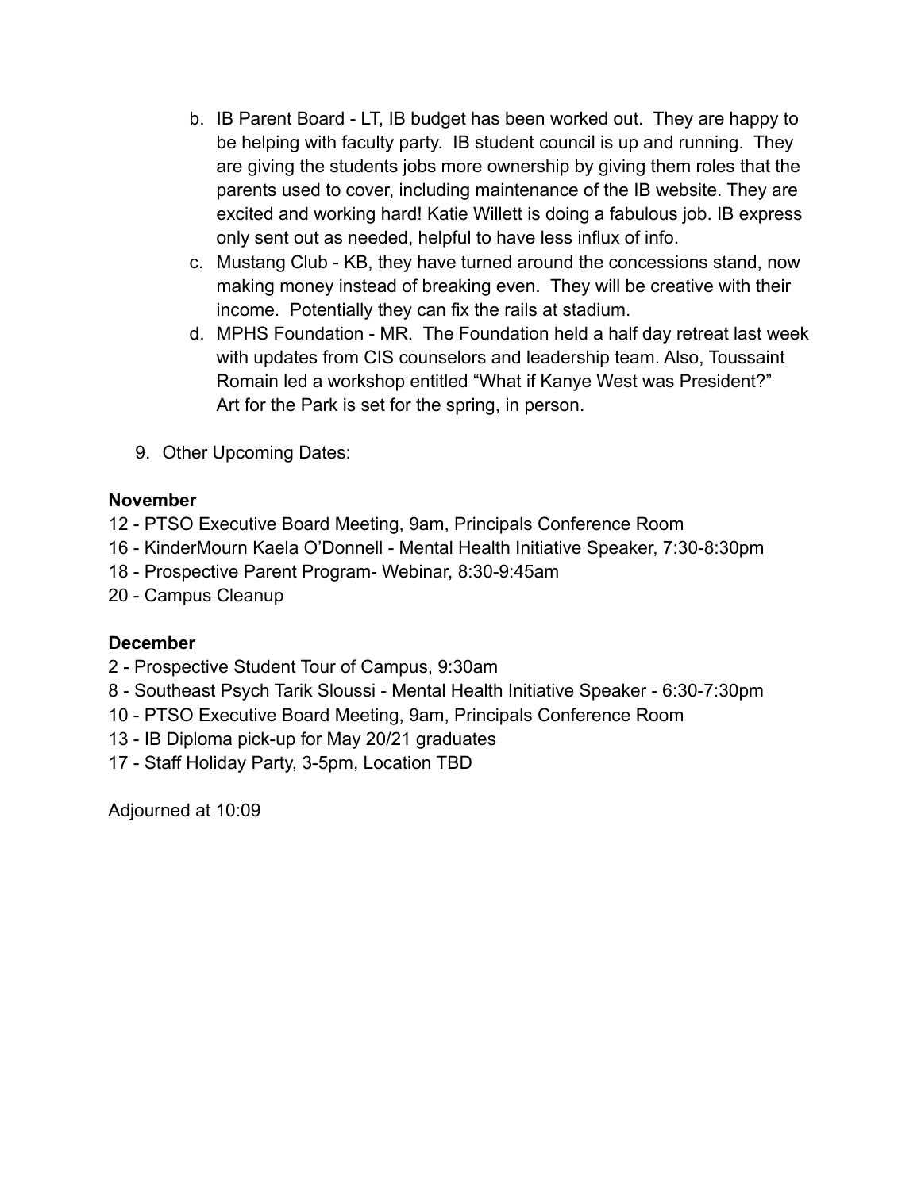b. IB Parent Board - LT, IB budget has been worked out. They are happy to be helping with faculty party. IB student council is up and running. They are giving the students jobs more ownership by giving them roles that the parents used to cover, including maintenance of the IB website. They are excited and working hard! Katie Willett is doing a fabulous job. IB express only sent out as needed, helpful to have less influx of info.
c. Mustang Club - KB, they have turned around the concessions stand, now making money instead of breaking even. They will be creative with their income. Potentially they can fix the rails at stadium.
d. MPHS Foundation - MR. The Foundation held a half day retreat last week with updates from CIS counselors and leadership team. Also, Toussaint Romain led a workshop entitled "What if Kanye West was President?" Art for the Park is set for the spring, in person.

9. Other Upcoming Dates:

**November**

12 - PTSO Executive Board Meeting, 9am, Principals Conference Room
16 - KinderMourn Kaela O'Donnell - Mental Health Initiative Speaker, 7:30-8:30pm
18 - Prospective Parent Program- Webinar, 8:30-9:45am
20 - Campus Cleanup

**December**

2 - Prospective Student Tour of Campus, 9:30am
8 - Southeast Psych Tarik Sloussi - Mental Health Initiative Speaker - 6:30-7:30pm
10 - PTSO Executive Board Meeting, 9am, Principals Conference Room
13 - IB Diploma pick-up for May 20/21 graduates
17 - Staff Holiday Party, 3-5pm, Location TBD

Adjourned at 10:09